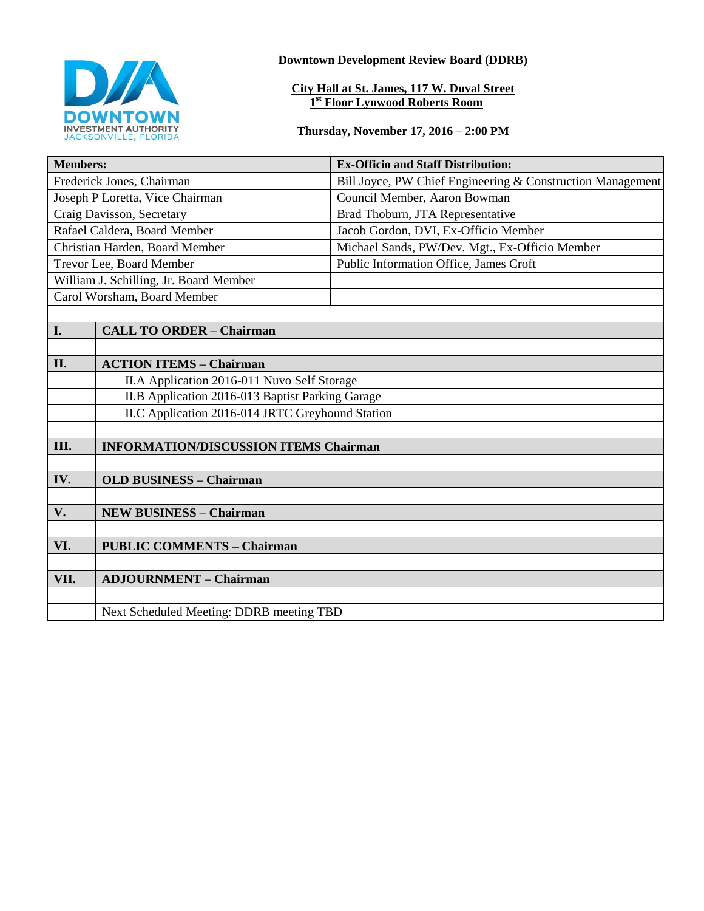**Downtown Development Review Board (DDRB)**

**City Hall at St. James, 117 W. Duval Street**
**1st Floor Lynwood Roberts Room**

**Thursday, November 17, 2016 – 2:00 PM**

| Members: | Ex-Officio and Staff Distribution: |
|---|---|
| Frederick Jones, Chairman | Bill Joyce, PW Chief Engineering & Construction Management |
| Joseph P Loretta, Vice Chairman | Council Member, Aaron Bowman |
| Craig Davisson, Secretary | Brad Thoburn, JTA Representative |
| Rafael Caldera, Board Member | Jacob Gordon, DVI, Ex-Officio Member |
| Christian Harden, Board Member | Michael Sands, PW/Dev. Mgt., Ex-Officio Member |
| Trevor Lee, Board Member | Public Information Office, James Croft |
| William J. Schilling, Jr. Board Member | |
| Carol Worsham, Board Member | |

| | |
|---|---|
| **I.** | **CALL TO ORDER – Chairman** |
| | |
| **II.** | **ACTION ITEMS – Chairman** |
| | II.A Application 2016-011 Nuvo Self Storage |
| | II.B Application 2016-013 Baptist Parking Garage |
| | II.C Application 2016-014 JRTC Greyhound Station |
| | |
| **III.** | **INFORMATION/DISCUSSION ITEMS Chairman** |
| | |
| **IV.** | **OLD BUSINESS – Chairman** |
| | |
| **V.** | **NEW BUSINESS – Chairman** |
| | |
| **VI.** | **PUBLIC COMMENTS – Chairman** |
| | |
| **VII.** | **ADJOURNMENT – Chairman** |
| | |
| | Next Scheduled Meeting: DDRB meeting TBD |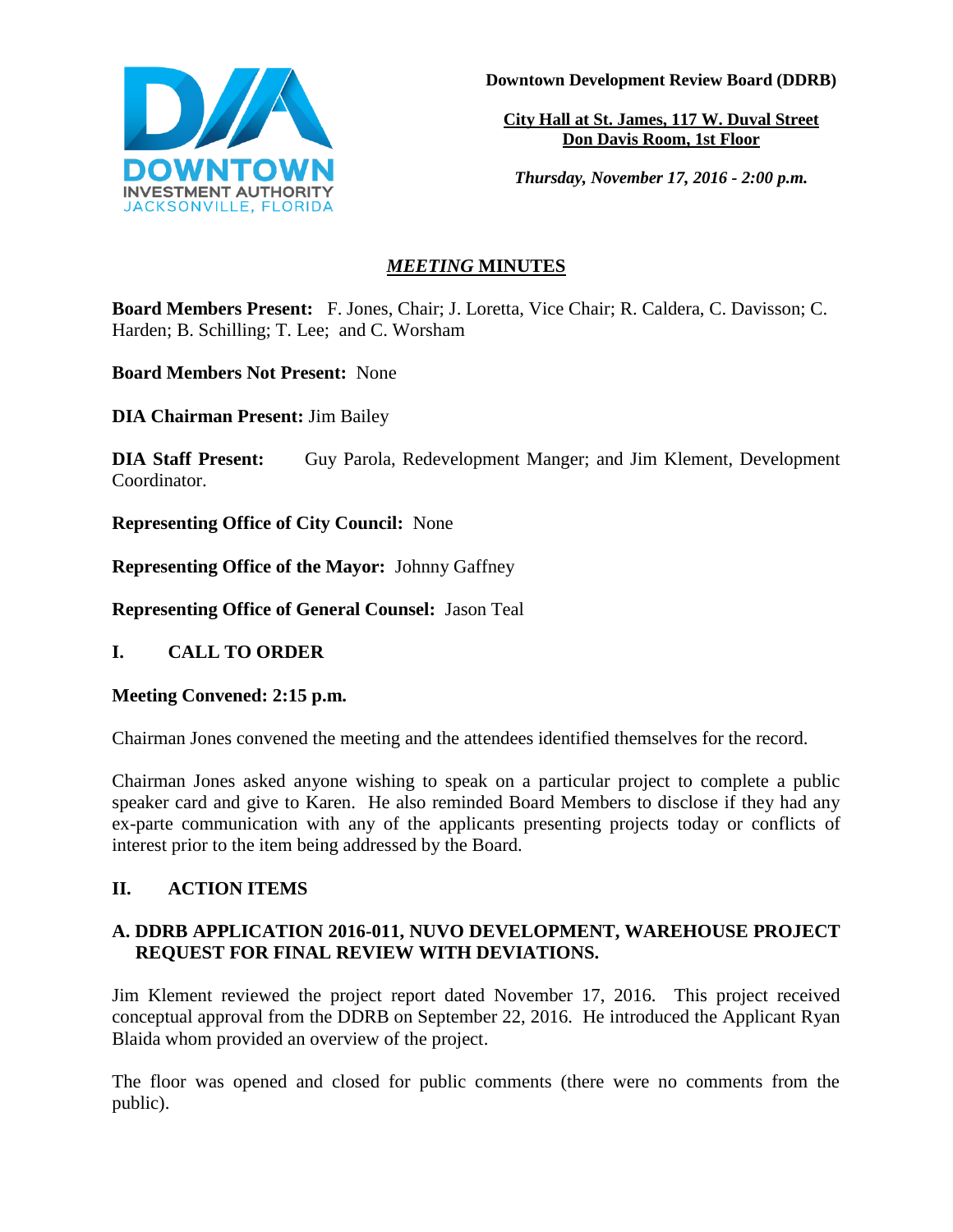**Downtown Development Review Board (DDRB)**

**City Hall at St. James, 117 W. Duval Street**
**Don Davis Room, 1st Floor**

***Thursday, November 17, 2016 - 2:00 p.m.***

# *MEETING* MINUTES

**Board Members Present:** F. Jones, Chair; J. Loretta, Vice Chair; R. Caldera, C. Davisson; C. Harden; B. Schilling; T. Lee; and C. Worsham

**Board Members Not Present:** None

**DIA Chairman Present:** Jim Bailey

**DIA Staff Present:** Guy Parola, Redevelopment Manger; and Jim Klement, Development Coordinator.

**Representing Office of City Council:** None

**Representing Office of the Mayor:** Johnny Gaffney

**Representing Office of General Counsel:** Jason Teal

## I. CALL TO ORDER

**Meeting Convened: 2:15 p.m.**

Chairman Jones convened the meeting and the attendees identified themselves for the record.

Chairman Jones asked anyone wishing to speak on a particular project to complete a public speaker card and give to Karen. He also reminded Board Members to disclose if they had any ex-parte communication with any of the applicants presenting projects today or conflicts of interest prior to the item being addressed by the Board.

## II. ACTION ITEMS

### A. DDRB APPLICATION 2016-011, NUVO DEVELOPMENT, WAREHOUSE PROJECT REQUEST FOR FINAL REVIEW WITH DEVIATIONS.

Jim Klement reviewed the project report dated November 17, 2016. This project received conceptual approval from the DDRB on September 22, 2016. He introduced the Applicant Ryan Blaida whom provided an overview of the project.

The floor was opened and closed for public comments (there were no comments from the public).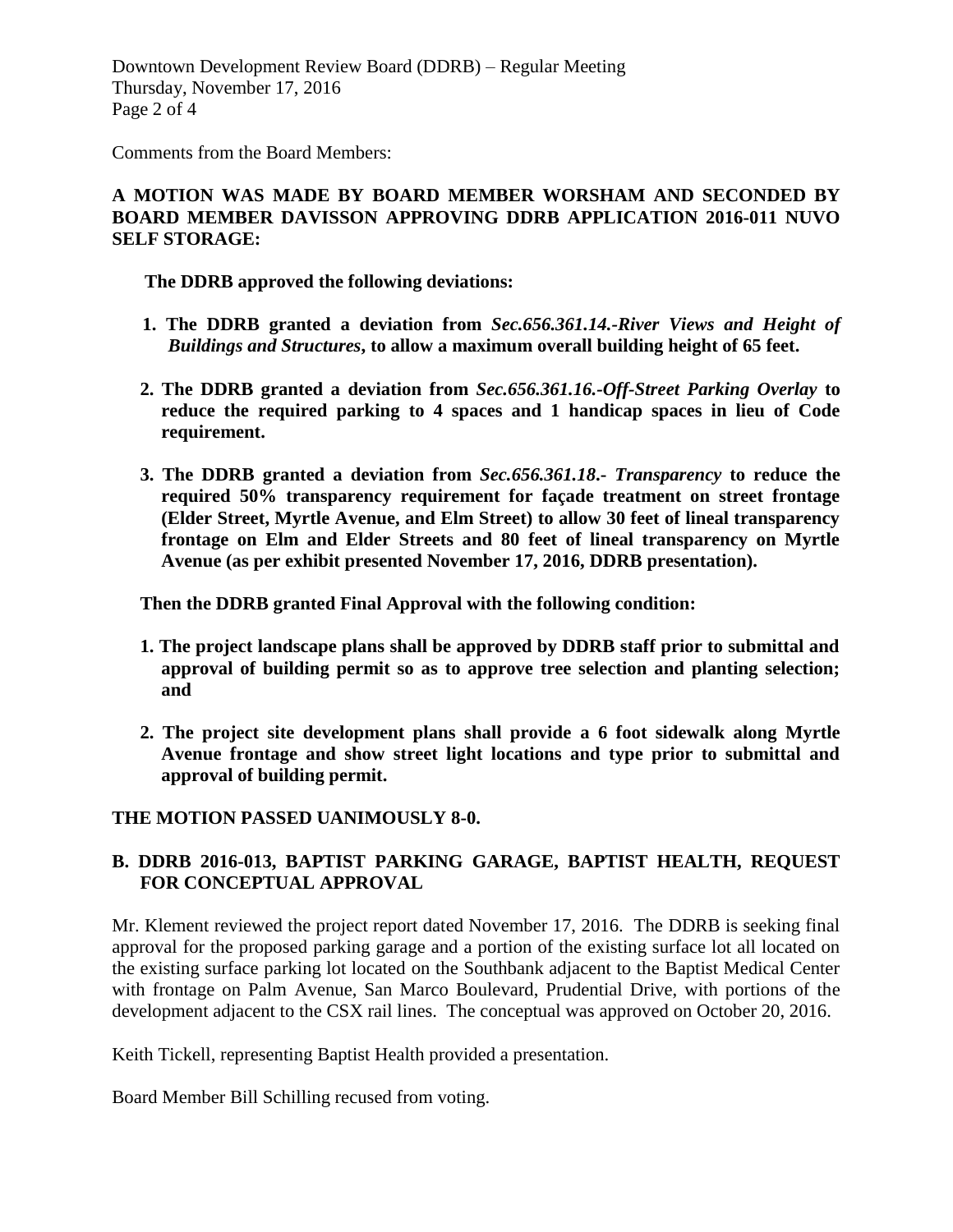Comments from the Board Members:

**A MOTION WAS MADE BY BOARD MEMBER WORSHAM AND SECONDED BY BOARD MEMBER DAVISSON APPROVING DDRB APPLICATION 2016-011 NUVO SELF STORAGE:**

**The DDRB approved the following deviations:**

1. **The DDRB granted a deviation from *Sec.656.361.14.-River Views and Height of Buildings and Structures*, to allow a maximum overall building height of 65 feet.**

2. **The DDRB granted a deviation from *Sec.656.361.16.-Off-Street Parking Overlay* to reduce the required parking to 4 spaces and 1 handicap spaces in lieu of Code requirement.**

3. **The DDRB granted a deviation from *Sec.656.361.18.- Transparency* to reduce the required 50% transparency requirement for façade treatment on street frontage (Elder Street, Myrtle Avenue, and Elm Street) to allow 30 feet of lineal transparency frontage on Elm and Elder Streets and 80 feet of lineal transparency on Myrtle Avenue (as per exhibit presented November 17, 2016, DDRB presentation).**

**Then the DDRB granted Final Approval with the following condition:**

1. **The project landscape plans shall be approved by DDRB staff prior to submittal and approval of building permit so as to approve tree selection and planting selection; and**

2. **The project site development plans shall provide a 6 foot sidewalk along Myrtle Avenue frontage and show street light locations and type prior to submittal and approval of building permit.**

**THE MOTION PASSED UANIMOUSLY 8-0.**

**B. DDRB 2016-013, BAPTIST PARKING GARAGE, BAPTIST HEALTH, REQUEST FOR CONCEPTUAL APPROVAL**

Mr. Klement reviewed the project report dated November 17, 2016. The DDRB is seeking final approval for the proposed parking garage and a portion of the existing surface lot all located on the existing surface parking lot located on the Southbank adjacent to the Baptist Medical Center with frontage on Palm Avenue, San Marco Boulevard, Prudential Drive, with portions of the development adjacent to the CSX rail lines. The conceptual was approved on October 20, 2016.

Keith Tickell, representing Baptist Health provided a presentation.

Board Member Bill Schilling recused from voting.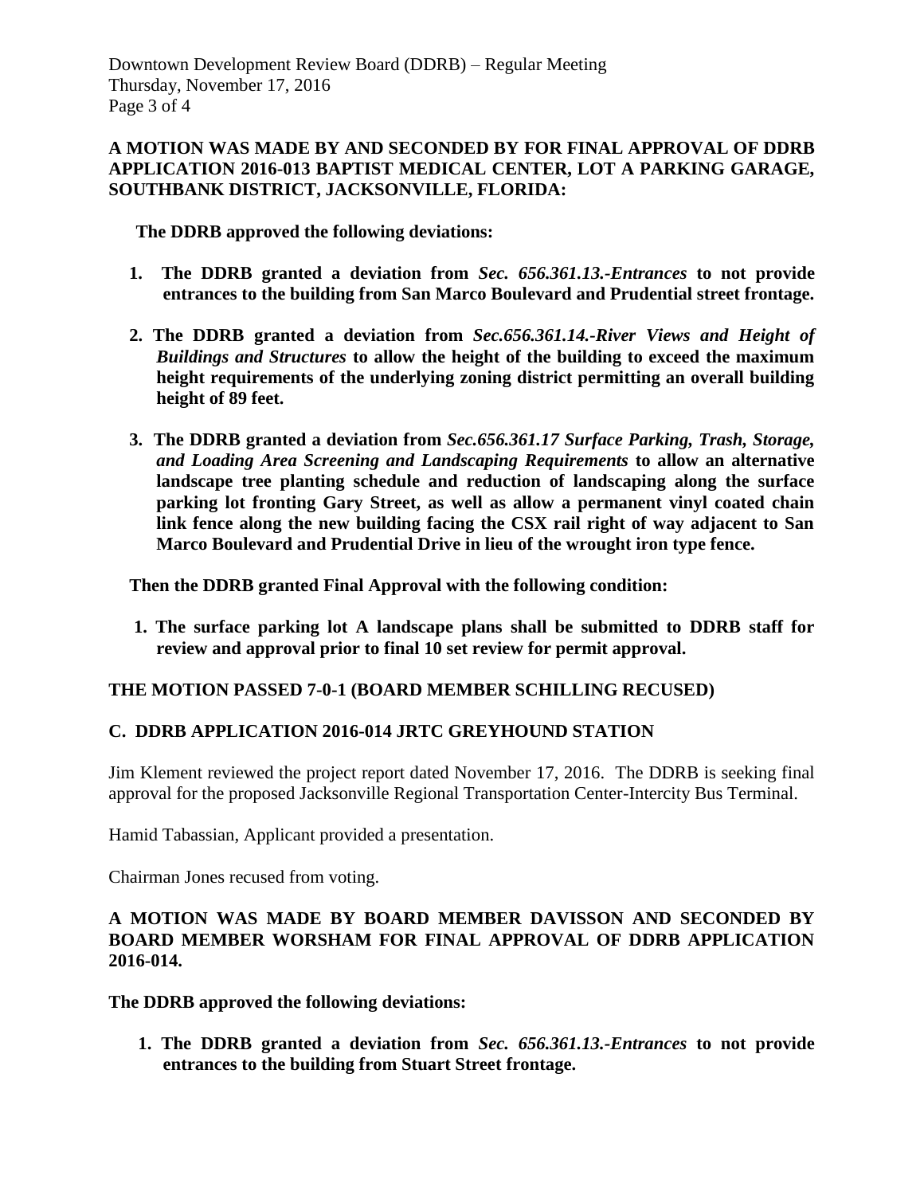**A MOTION WAS MADE BY AND SECONDED BY FOR FINAL APPROVAL OF DDRB APPLICATION 2016-013 BAPTIST MEDICAL CENTER, LOT A PARKING GARAGE, SOUTHBANK DISTRICT, JACKSONVILLE, FLORIDA:**

**The DDRB approved the following deviations:**

1. **The DDRB granted a deviation from *Sec. 656.361.13.-Entrances* to not provide entrances to the building from San Marco Boulevard and Prudential street frontage.**
2. **The DDRB granted a deviation from *Sec.656.361.14.-River Views and Height of Buildings and Structures* to allow the height of the building to exceed the maximum height requirements of the underlying zoning district permitting an overall building height of 89 feet.**
3. **The DDRB granted a deviation from *Sec.656.361.17 Surface Parking, Trash, Storage, and Loading Area Screening and Landscaping Requirements* to allow an alternative landscape tree planting schedule and reduction of landscaping along the surface parking lot fronting Gary Street, as well as allow a permanent vinyl coated chain link fence along the new building facing the CSX rail right of way adjacent to San Marco Boulevard and Prudential Drive in lieu of the wrought iron type fence.**

**Then the DDRB granted Final Approval with the following condition:**

1. **The surface parking lot A landscape plans shall be submitted to DDRB staff for review and approval prior to final 10 set review for permit approval.**

**THE MOTION PASSED 7-0-1 (BOARD MEMBER SCHILLING RECUSED)**

**C. DDRB APPLICATION 2016-014 JRTC GREYHOUND STATION**

Jim Klement reviewed the project report dated November 17, 2016. The DDRB is seeking final approval for the proposed Jacksonville Regional Transportation Center-Intercity Bus Terminal.

Hamid Tabassian, Applicant provided a presentation.

Chairman Jones recused from voting.

**A MOTION WAS MADE BY BOARD MEMBER DAVISSON AND SECONDED BY BOARD MEMBER WORSHAM FOR FINAL APPROVAL OF DDRB APPLICATION 2016-014.**

**The DDRB approved the following deviations:**

1. **The DDRB granted a deviation from *Sec. 656.361.13.-Entrances* to not provide entrances to the building from Stuart Street frontage.**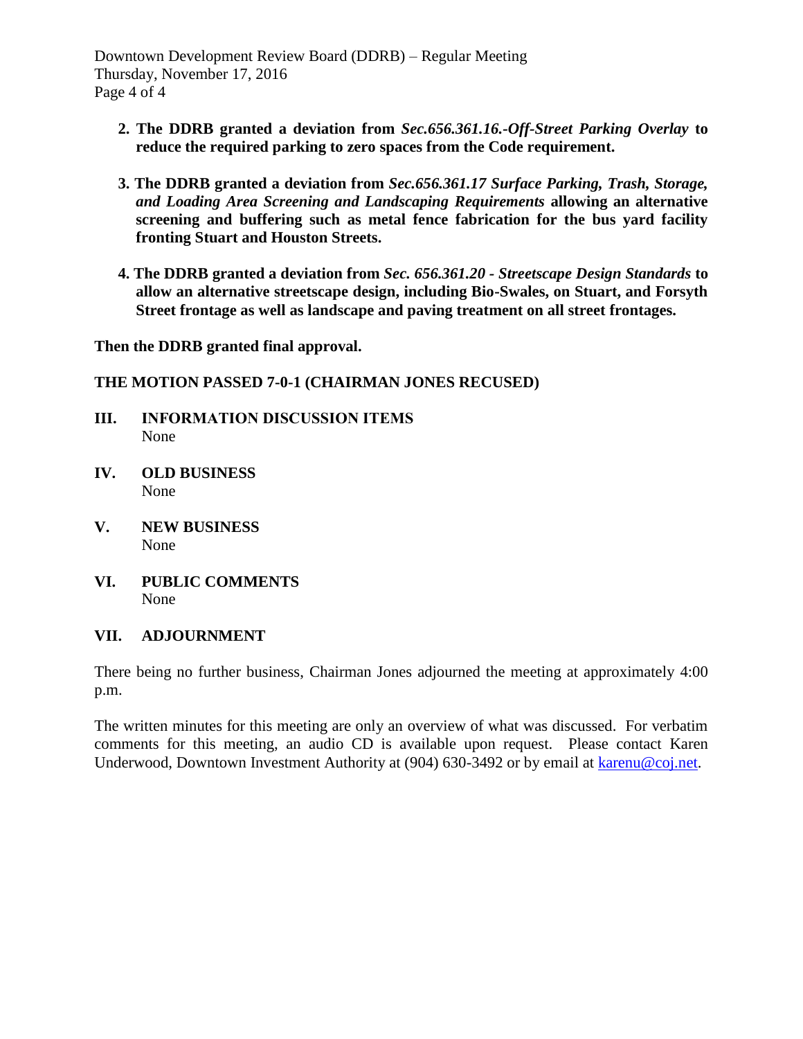2. **The DDRB granted a deviation from *Sec.656.361.16.-Off-Street Parking Overlay* to reduce the required parking to zero spaces from the Code requirement.**

3. **The DDRB granted a deviation from *Sec.656.361.17 Surface Parking, Trash, Storage, and Loading Area Screening and Landscaping Requirements* allowing an alternative screening and buffering such as metal fence fabrication for the bus yard facility fronting Stuart and Houston Streets.**

4. **The DDRB granted a deviation from *Sec. 656.361.20 - Streetscape Design Standards* to allow an alternative streetscape design, including Bio-Swales, on Stuart, and Forsyth Street frontage as well as landscape and paving treatment on all street frontages.**

**Then the DDRB granted final approval.**

**THE MOTION PASSED 7-0-1 (CHAIRMAN JONES RECUSED)**

## III. INFORMATION DISCUSSION ITEMS

None

## IV. OLD BUSINESS

None

## V. NEW BUSINESS

None

## VI. PUBLIC COMMENTS

None

## VII. ADJOURNMENT

There being no further business, Chairman Jones adjourned the meeting at approximately 4:00 p.m.

The written minutes for this meeting are only an overview of what was discussed. For verbatim comments for this meeting, an audio CD is available upon request. Please contact Karen Underwood, Downtown Investment Authority at (904) 630-3492 or by email at karenu@coj.net.